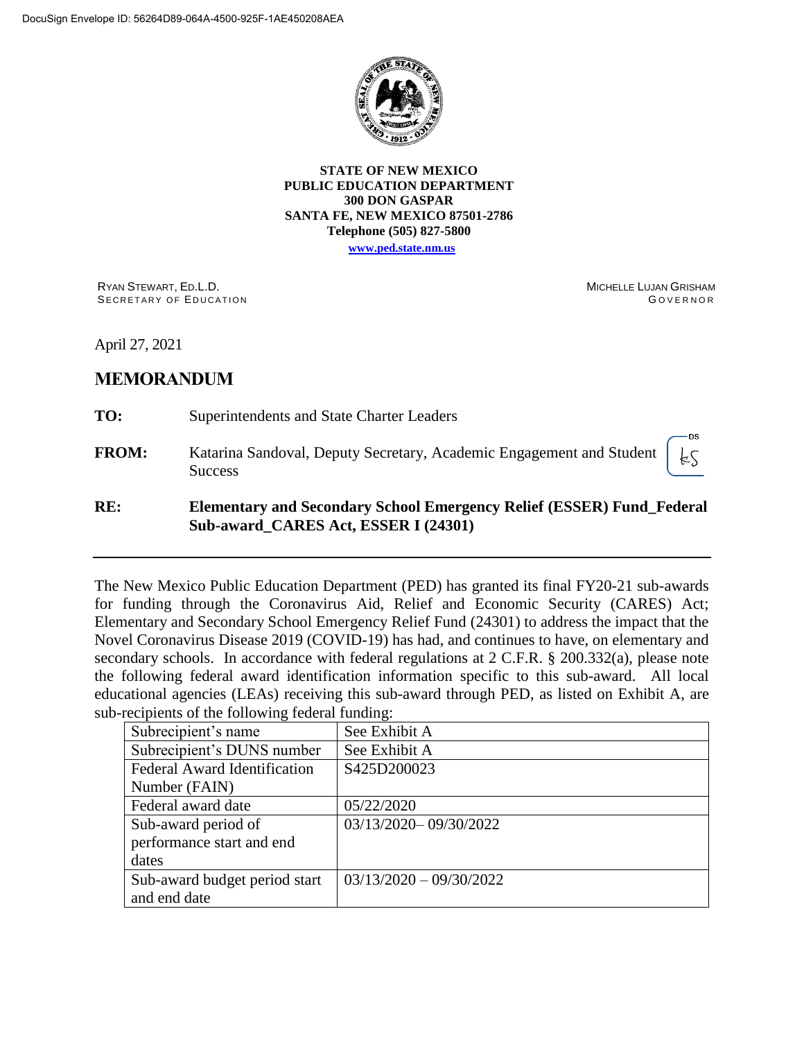DocuSign Envelope ID: 56264D89-064A-4500-925F-1AE450208AEA

**STATE OF NEW MEXICO**
**PUBLIC EDUCATION DEPARTMENT**
**300 DON GASPAR**
**SANTA FE, NEW MEXICO 87501-2786**
**Telephone (505) 827-5800**
**www.ped.state.nm.us**

RYAN STEWART, ED.L.D.
SECRETARY OF EDUCATION

MICHELLE LUJAN GRISHAM
GOVERNOR

April 27, 2021

## MEMORANDUM

**TO:** Superintendents and State Charter Leaders

**FROM:** Katarina Sandoval, Deputy Secretary, Academic Engagement and Student Success

**RE:** **Elementary and Secondary School Emergency Relief (ESSER) Fund_Federal Sub-award_CARES Act, ESSER I (24301)**

---

The New Mexico Public Education Department (PED) has granted its final FY20-21 sub-awards for funding through the Coronavirus Aid, Relief and Economic Security (CARES) Act; Elementary and Secondary School Emergency Relief Fund (24301) to address the impact that the Novel Coronavirus Disease 2019 (COVID-19) has had, and continues to have, on elementary and secondary schools. In accordance with federal regulations at 2 C.F.R. § 200.332(a), please note the following federal award identification information specific to this sub-award. All local educational agencies (LEAs) receiving this sub-award through PED, as listed on Exhibit A, are sub-recipients of the following federal funding:

| | |
|---|---|
| Subrecipient's name | See Exhibit A |
| Subrecipient's DUNS number | See Exhibit A |
| Federal Award Identification Number (FAIN) | S425D200023 |
| Federal award date | 05/22/2020 |
| Sub-award period of performance start and end dates | 03/13/2020– 09/30/2022 |
| Sub-award budget period start and end date | 03/13/2020 – 09/30/2022 |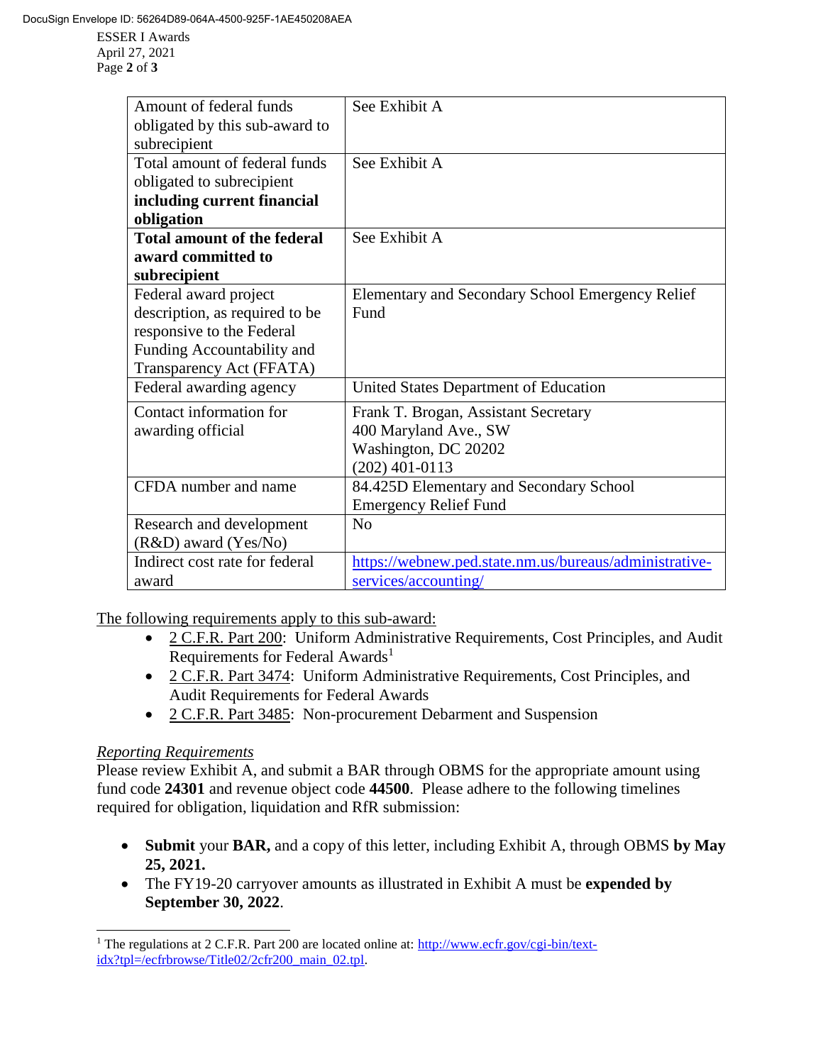| Amount of federal funds obligated by this sub-award to subrecipient | See Exhibit A |
|---|---|
| Total amount of federal funds obligated to subrecipient **including current financial obligation** | See Exhibit A |
| **Total amount of the federal award committed to subrecipient** | See Exhibit A |
| Federal award project description, as required to be responsive to the Federal Funding Accountability and Transparency Act (FFATA) | Elementary and Secondary School Emergency Relief Fund |
| Federal awarding agency | United States Department of Education |
| Contact information for awarding official | Frank T. Brogan, Assistant Secretary<br>400 Maryland Ave., SW<br>Washington, DC 20202<br>(202) 401-0113 |
| CFDA number and name | 84.425D Elementary and Secondary School Emergency Relief Fund |
| Research and development (R&D) award (Yes/No) | No |
| Indirect cost rate for federal award | https://webnew.ped.state.nm.us/bureaus/administrative-services/accounting/ |

The following requirements apply to this sub-award:

- 2 C.F.R. Part 200: Uniform Administrative Requirements, Cost Principles, and Audit Requirements for Federal Awards[1]
- 2 C.F.R. Part 3474: Uniform Administrative Requirements, Cost Principles, and Audit Requirements for Federal Awards
- 2 C.F.R. Part 3485: Non-procurement Debarment and Suspension

*Reporting Requirements*

Please review Exhibit A, and submit a BAR through OBMS for the appropriate amount using fund code **24301** and revenue object code **44500**. Please adhere to the following timelines required for obligation, liquidation and RfR submission:

- **Submit** your **BAR,** and a copy of this letter, including Exhibit A, through OBMS **by May 25, 2021.**
- The FY19-20 carryover amounts as illustrated in Exhibit A must be **expended by September 30, 2022**.

[1] The regulations at 2 C.F.R. Part 200 are located online at: http://www.ecfr.gov/cgi-bin/text-idx?tpl=/ecfrbrowse/Title02/2cfr200_main_02.tpl.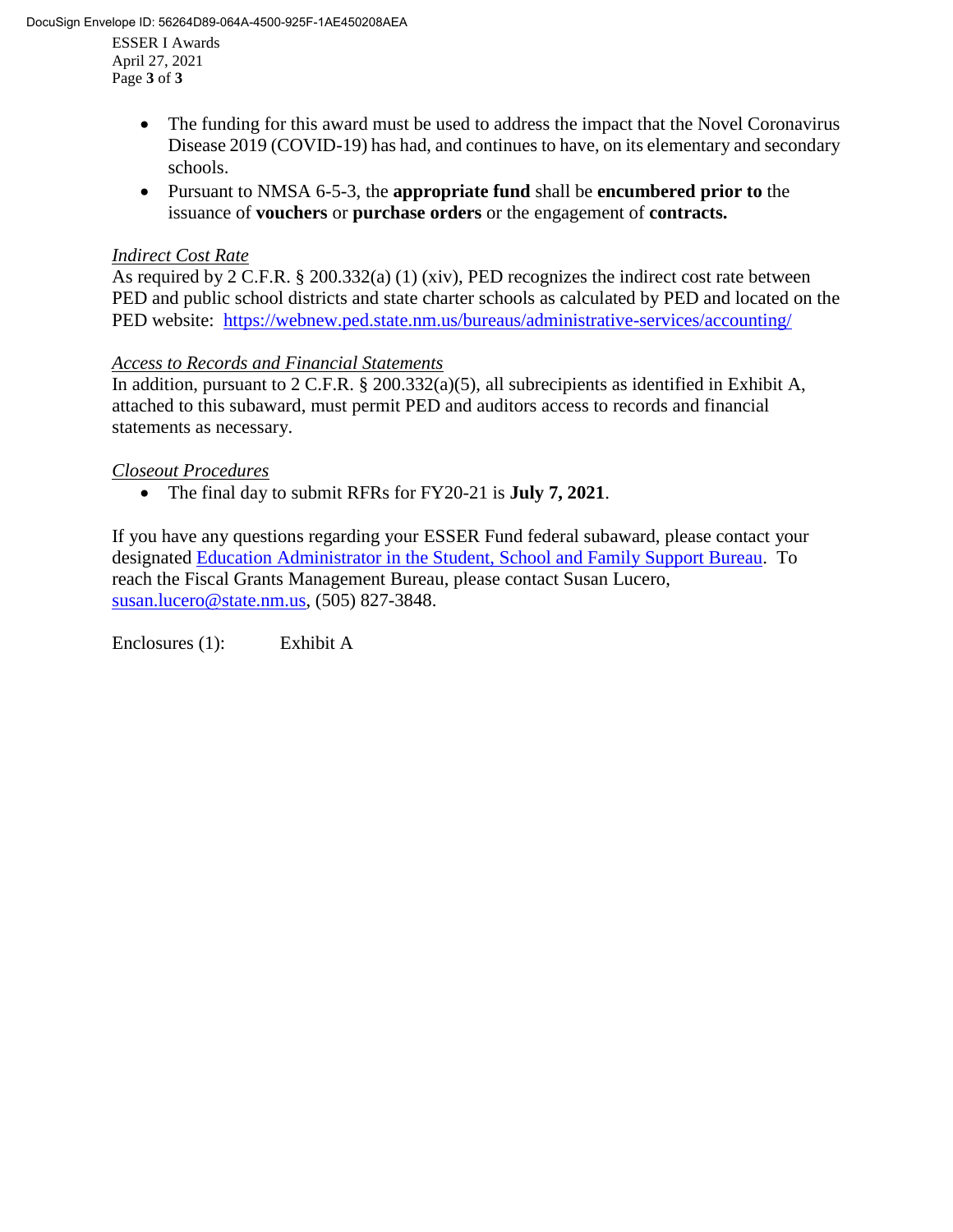- The funding for this award must be used to address the impact that the Novel Coronavirus Disease 2019 (COVID-19) has had, and continues to have, on its elementary and secondary schools.
- Pursuant to NMSA 6-5-3, the **appropriate fund** shall be **encumbered prior to** the issuance of **vouchers** or **purchase orders** or the engagement of **contracts.**

*Indirect Cost Rate*
As required by 2 C.F.R. § 200.332(a) (1) (xiv), PED recognizes the indirect cost rate between PED and public school districts and state charter schools as calculated by PED and located on the PED website: [https://webnew.ped.state.nm.us/bureaus/administrative-services/accounting/](https://webnew.ped.state.nm.us/bureaus/administrative-services/accounting/)

*Access to Records and Financial Statements*
In addition, pursuant to 2 C.F.R. § 200.332(a)(5), all subrecipients as identified in Exhibit A, attached to this subaward, must permit PED and auditors access to records and financial statements as necessary.

*Closeout Procedures*

- The final day to submit RFRs for FY20-21 is **July 7, 2021**.

If you have any questions regarding your ESSER Fund federal subaward, please contact your designated Education Administrator in the Student, School and Family Support Bureau. To reach the Fiscal Grants Management Bureau, please contact Susan Lucero, susan.lucero@state.nm.us, (505) 827-3848.

Enclosures (1): Exhibit A